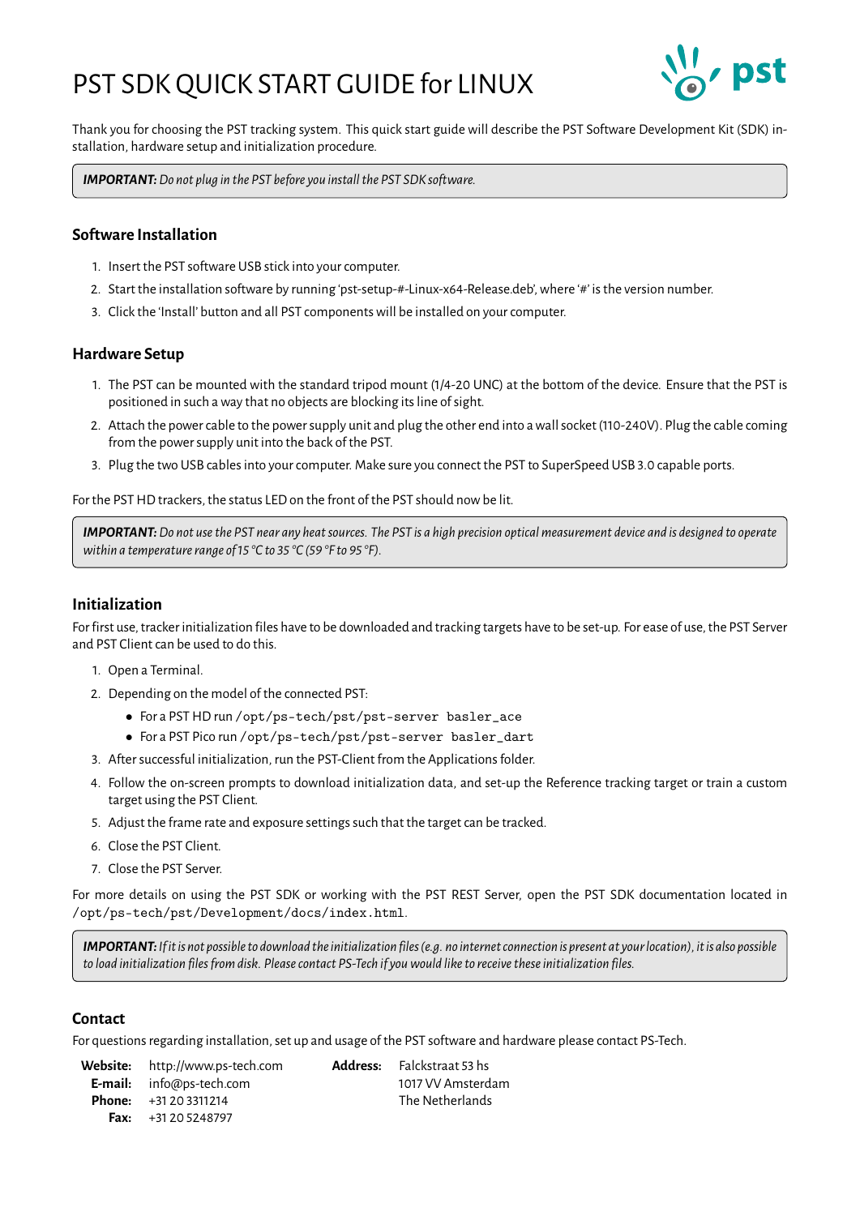# PST SDK QUICK START GUIDE for LINUX

Thank you for choosing the PST tracking system. This quick start guide will describe the PST Software Development Kit (SDK) installation, hardware setup and initialization procedure.

> ***IMPORTANT:*** *Do not plug in the PST before you install the PST SDK software.*

## Software Installation

1. Insert the PST software USB stick into your computer.
2. Start the installation software by running 'pst-setup-#-Linux-x64-Release.deb', where '#' is the version number.
3. Click the 'Install' button and all PST components will be installed on your computer.

## Hardware Setup

1. The PST can be mounted with the standard tripod mount (1/4-20 UNC) at the bottom of the device. Ensure that the PST is positioned in such a way that no objects are blocking its line of sight.
2. Attach the power cable to the power supply unit and plug the other end into a wall socket (110-240V). Plug the cable coming from the power supply unit into the back of the PST.
3. Plug the two USB cables into your computer. Make sure you connect the PST to SuperSpeed USB 3.0 capable ports.

For the PST HD trackers, the status LED on the front of the PST should now be lit.

> ***IMPORTANT:*** *Do not use the PST near any heat sources. The PST is a high precision optical measurement device and is designed to operate within a temperature range of 15 °C to 35 °C (59 °F to 95 °F).*

## Initialization

For first use, tracker initialization files have to be downloaded and tracking targets have to be set-up. For ease of use, the PST Server and PST Client can be used to do this.

1. Open a Terminal.
2. Depending on the model of the connected PST:
   - For a PST HD run `/opt/ps-tech/pst/pst-server basler_ace`
   - For a PST Pico run `/opt/ps-tech/pst/pst-server basler_dart`
3. After successful initialization, run the PST-Client from the Applications folder.
4. Follow the on-screen prompts to download initialization data, and set-up the Reference tracking target or train a custom target using the PST Client.
5. Adjust the frame rate and exposure settings such that the target can be tracked.
6. Close the PST Client.
7. Close the PST Server.

For more details on using the PST SDK or working with the PST REST Server, open the PST SDK documentation located in `/opt/ps-tech/pst/Development/docs/index.html`.

> ***IMPORTANT:*** *If it is not possible to download the initialization files (e.g. no internet connection is present at your location), it is also possible to load initialization files from disk. Please contact PS-Tech if you would like to receive these initialization files.*

## Contact

For questions regarding installation, set up and usage of the PST software and hardware please contact PS-Tech.

**Website:** http://www.ps-tech.com
**E-mail:** info@ps-tech.com
**Phone:** +31 20 3311214
**Fax:** +31 20 5248797

**Address:** Falckstraat 53 hs
1017 VV Amsterdam
The Netherlands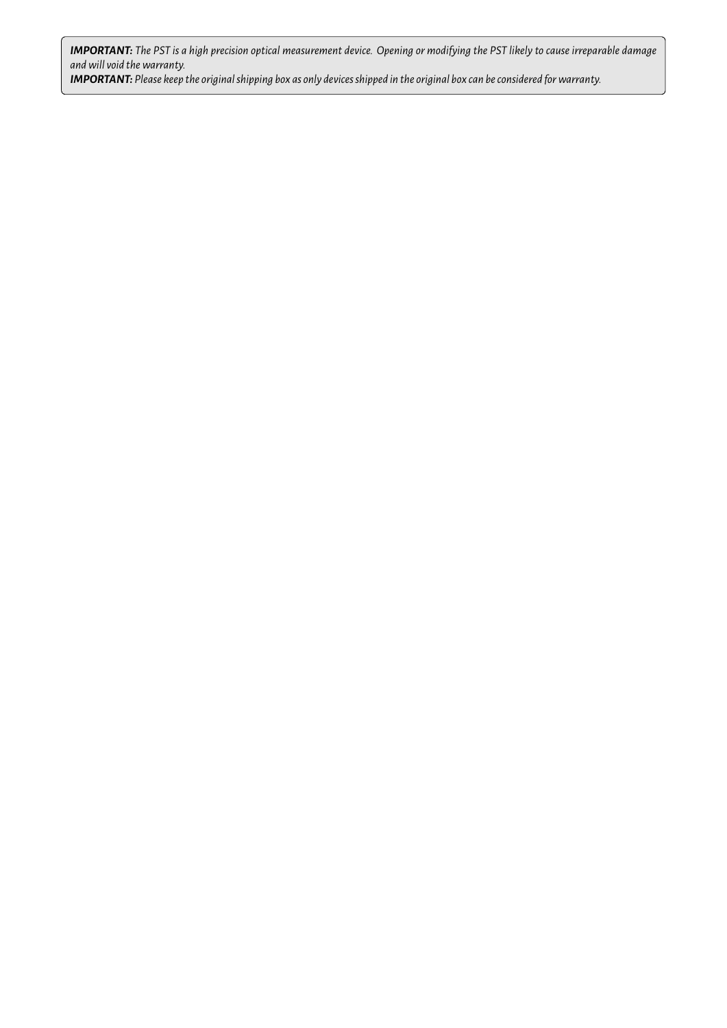***IMPORTANT:*** *The PST is a high precision optical measurement device. Opening or modifying the PST likely to cause irreparable damage and will void the warranty.*
***IMPORTANT:*** *Please keep the original shipping box as only devices shipped in the original box can be considered for warranty.*